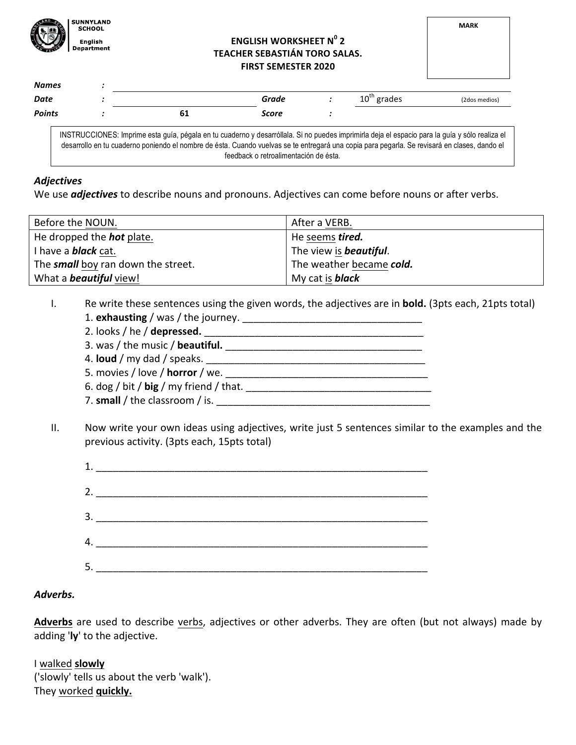SUNNYLAND SCHOOL
English Department

**ENGLISH WORKSHEET N⁰ 2**
**TEACHER SEBASTIÁN TORO SALAS.**
**FIRST SEMESTER 2020**

MARK

| | | | | | |
|---|---|---|---|---|---|
| ***Names*** | : | | | | |
| ***Date*** | : | | ***Grade*** | : | 10th grades (2dos medios) |
| ***Points*** | : | 61 | ***Score*** | : | |

INSTRUCCIONES: Imprime esta guía, pégala en tu cuaderno y desarróllala. Si no puedes imprimirla deja el espacio para la guía y sólo realiza el desarrollo en tu cuaderno poniendo el nombre de ésta. Cuando vuelvas se te entregará una copia para pegarla. Se revisará en clases, dando el feedback o retroalimentación de ésta.

## *Adjectives*

We use ***adjectives*** to describe nouns and pronouns. Adjectives can come before nouns or after verbs.

| Before the NOUN. | After a VERB. |
|---|---|
| He dropped the ***hot*** plate. | He seems ***tired.*** |
| I have a ***black*** cat. | The view is ***beautiful***. |
| The ***small*** boy ran down the street. | The weather became ***cold.*** |
| What a ***beautiful*** view! | My cat is ***black*** |

I. Re write these sentences using the given words, the adjectives are in **bold.** (3pts each, 21pts total)

1. **exhausting** / was / the journey. ________________________________
2. looks / he / **depressed.** ______________________________________
3. was / the music / **beautiful.** ____________________________________
4. **loud** / my dad / speaks. ________________________________________
5. movies / love / **horror** / we. ____________________________________
6. dog / bit / **big** / my friend / that. __________________________________
7. **small** / the classroom / is. _______________________________________

II. Now write your own ideas using adjectives, write just 5 sentences similar to the examples and the previous activity. (3pts each, 15pts total)

1. ____________________________________________________________
2. ____________________________________________________________
3. ____________________________________________________________
4. ____________________________________________________________
5. ____________________________________________________________

## *Adverbs.*

**Adverbs** are used to describe verbs, adjectives or other adverbs. They are often (but not always) made by adding '**ly**' to the adjective.

I walked **slowly**
('slowly' tells us about the verb 'walk').
They worked **quickly.**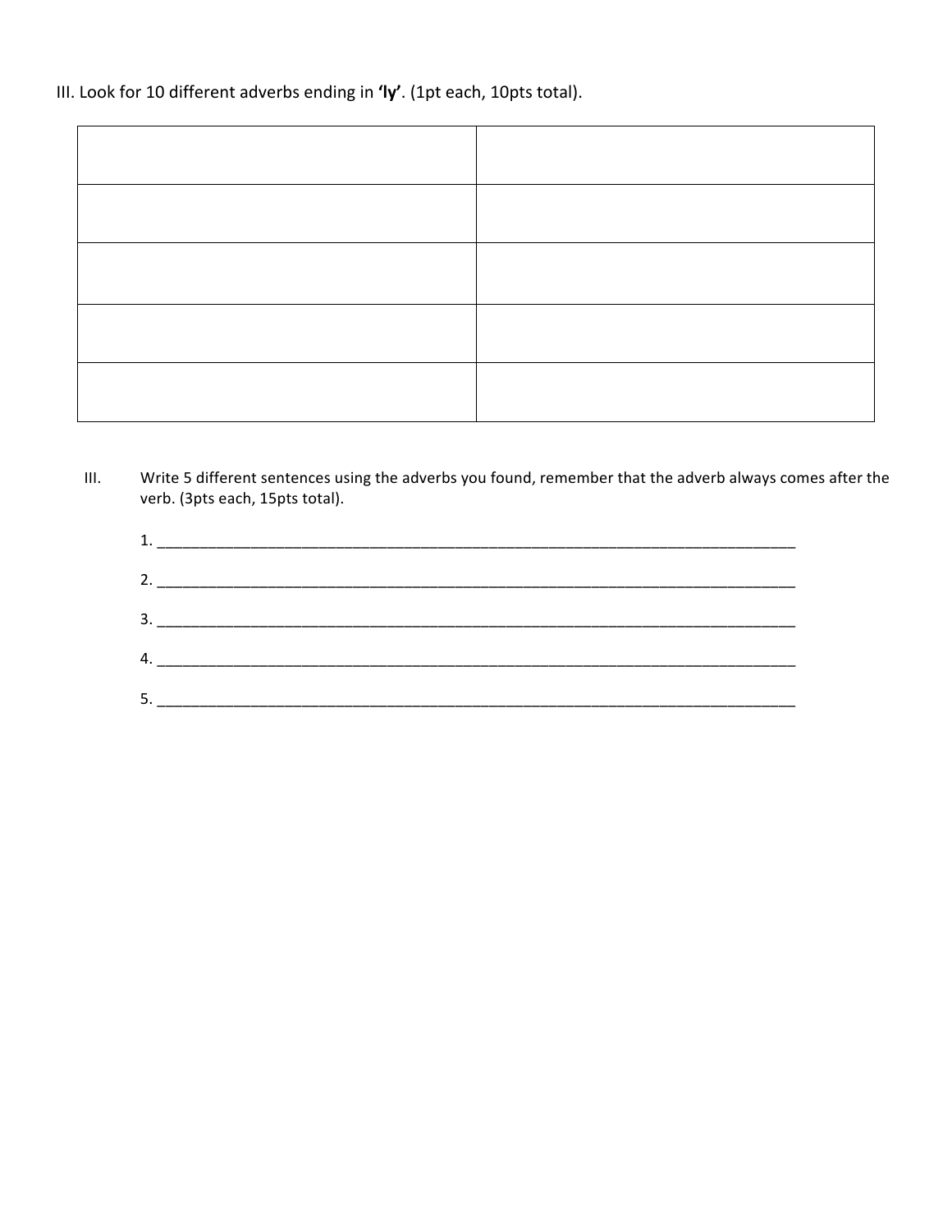III. Look for 10 different adverbs ending in **'ly'**. (1pt each, 10pts total).

| | |
|---|---|
| | |
| | |
| | |
| | |
| | |

III. Write 5 different sentences using the adverbs you found, remember that the adverb always comes after the verb. (3pts each, 15pts total).

1. ________________________________________________________________________________

2. ________________________________________________________________________________

3. ________________________________________________________________________________

4. ________________________________________________________________________________

5. ________________________________________________________________________________